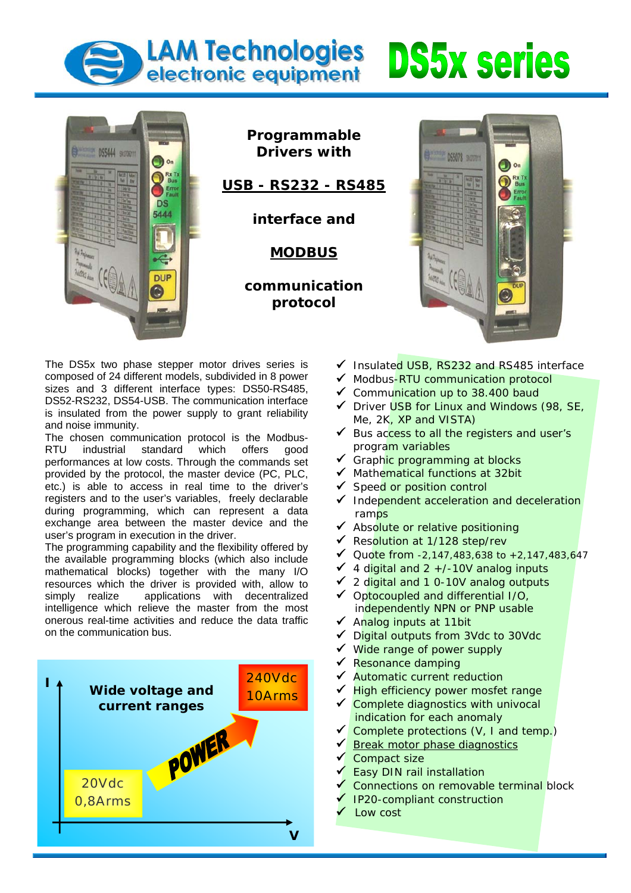# LAM Technologies electronic equipment

# DS5x series

**Programmable Drivers with**

**USB - RS232 - RS485**

**interface and**

**MODBUS**

**communication protocol**

The DS5x two phase stepper motor drives series is composed of 24 different models, subdivided in 8 power sizes and 3 different interface types: DS50-RS485, DS52-RS232, DS54-USB. The communication interface is insulated from the power supply to grant reliability and noise immunity.

The chosen communication protocol is the Modbus-RTU industrial standard which offers good performances at low costs. Through the commands set provided by the protocol, the master device (PC, PLC, etc.) is able to access in real time to the driver's registers and to the user's variables, freely declarable during programming, which can represent a data exchange area between the master device and the user's program in execution in the driver.

The programming capability and the flexibility offered by the available programming blocks (which also include mathematical blocks) together with the many I/O resources which the driver is provided with, allow to simply realize applications with decentralized intelligence which relieve the master from the most onerous real-time activities and reduce the data traffic on the communication bus.

**Wide voltage and current ranges**

20Vdc 0,8Arms — POWER — 240Vdc 10Arms

- ✓ Insulated USB, RS232 and RS485 interface
- ✓ Modbus-RTU communication protocol
- ✓ Communication up to 38.400 baud
- ✓ Driver USB for Linux and Windows (98, SE, Me, 2K, XP and VISTA)
- ✓ Bus access to all the registers and user's program variables
- ✓ Graphic programming at blocks
- ✓ Mathematical functions at 32bit
- ✓ Speed or position control
- ✓ Independent acceleration and deceleration ramps
- ✓ Absolute or relative positioning
- ✓ Resolution at 1/128 step/rev
- ✓ Quote from -2,147,483,638 to +2,147,483,647
- ✓ 4 digital and 2 +/-10V analog inputs
- ✓ 2 digital and 1 0-10V analog outputs
- ✓ Optocoupled and differential I/O, independently NPN or PNP usable
- ✓ Analog inputs at 11bit
- ✓ Digital outputs from 3Vdc to 30Vdc
- ✓ Wide range of power supply
- ✓ Resonance damping
- ✓ Automatic current reduction
- ✓ High efficiency power mosfet range
- ✓ Complete diagnostics with univocal indication for each anomaly
- ✓ Complete protections (V, I and temp.)
- ✓ Break motor phase diagnostics
- ✓ Compact size
- ✓ Easy DIN rail installation
- ✓ Connections on removable terminal block
- ✓ IP20-compliant construction
- ✓ Low cost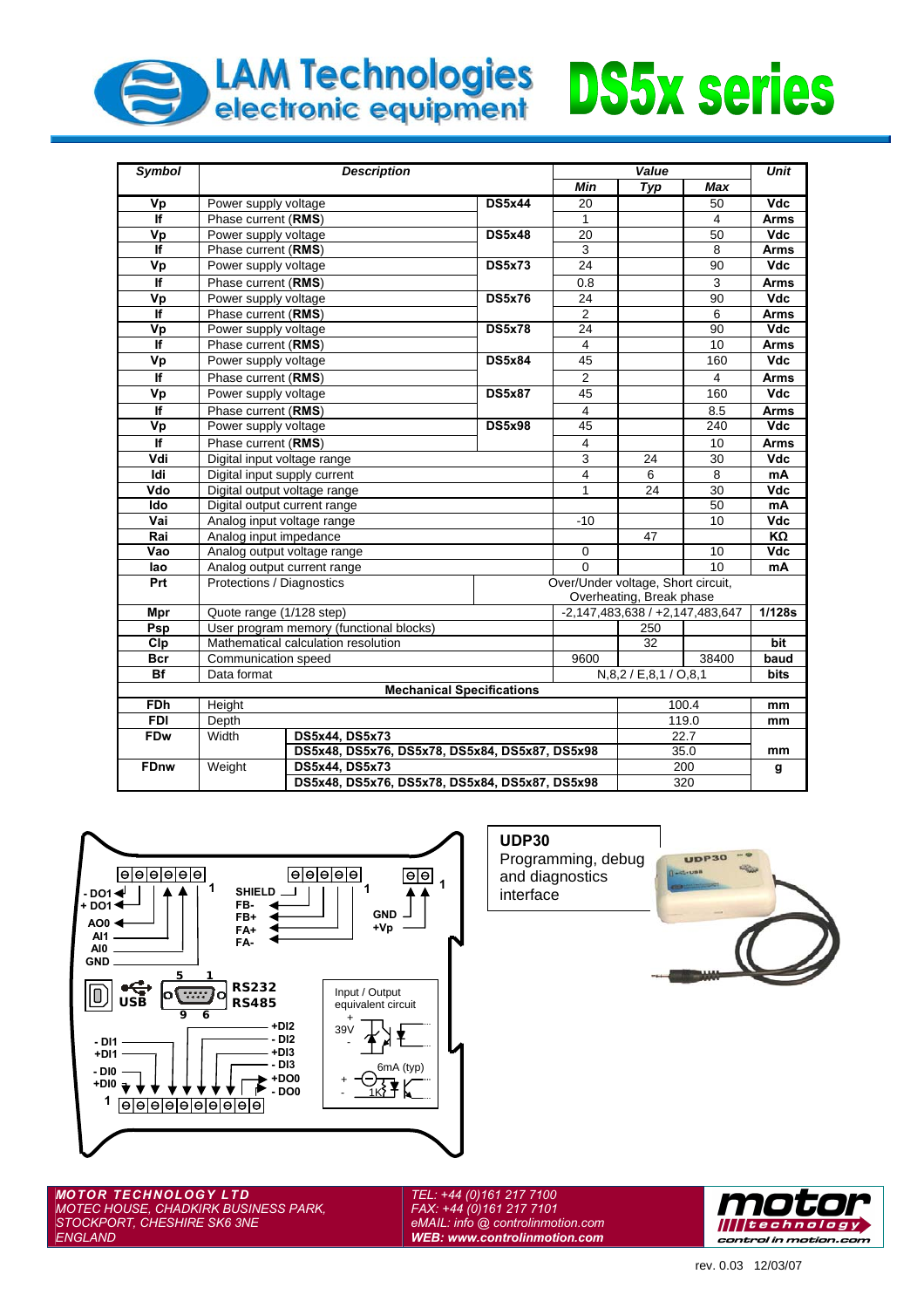# LAM Technologies electronic equipment — DS5x series

| Symbol | Description | | Value Min | Value Typ | Value Max | Unit |
|---|---|---|---|---|---|---|
| Vp | Power supply voltage | DS5x44 | 20 | | 50 | Vdc |
| If | Phase current (**RMS**) | | 1 | | 4 | Arms |
| Vp | Power supply voltage | DS5x48 | 20 | | 50 | Vdc |
| If | Phase current (**RMS**) | | 3 | | 8 | Arms |
| Vp | Power supply voltage | DS5x73 | 24 | | 90 | Vdc |
| If | Phase current (**RMS**) | | 0.8 | | 3 | Arms |
| Vp | Power supply voltage | DS5x76 | 24 | | 90 | Vdc |
| If | Phase current (**RMS**) | | 2 | | 6 | Arms |
| Vp | Power supply voltage | DS5x78 | 24 | | 90 | Vdc |
| If | Phase current (**RMS**) | | 4 | | 10 | Arms |
| Vp | Power supply voltage | DS5x84 | 45 | | 160 | Vdc |
| If | Phase current (**RMS**) | | 2 | | 4 | Arms |
| Vp | Power supply voltage | DS5x87 | 45 | | 160 | Vdc |
| If | Phase current (**RMS**) | | 4 | | 8.5 | Arms |
| Vp | Power supply voltage | DS5x98 | 45 | | 240 | Vdc |
| If | Phase current (**RMS**) | | 4 | | 10 | Arms |
| Vdi | Digital input voltage range | | 3 | 24 | 30 | Vdc |
| Idi | Digital input supply current | | 4 | 6 | 8 | mA |
| Vdo | Digital output voltage range | | 1 | 24 | 30 | Vdc |
| Ido | Digital output current range | | | | 50 | mA |
| Vai | Analog input voltage range | | -10 | | 10 | Vdc |
| Rai | Analog input impedance | | | 47 | | KΩ |
| Vao | Analog output voltage range | | 0 | | 10 | Vdc |
| Iao | Analog output current range | | 0 | | 10 | mA |
| Prt | Protections / Diagnostics | | Over/Under voltage, Short circuit, Overheating, Break phase | | | |
| Mpr | Quote range (1/128 step) | | -2,147,483,638 / +2,147,483,647 | | | 1/128s |
| Psp | User program memory (functional blocks) | | | 250 | | |
| Clp | Mathematical calculation resolution | | | 32 | | bit |
| Bcr | Communication speed | | 9600 | | 38400 | baud |
| Bf | Data format | | N,8,2 / E,8,1 / O,8,1 | | | bits |
| | **Mechanical Specifications** | | | | | |
| FDh | Height | | | 100.4 | | mm |
| FDl | Depth | | | 119.0 | | mm |
| FDw | Width | DS5x44, DS5x73 | | 22.7 | | mm |
| | | DS5x48, DS5x76, DS5x78, DS5x84, DS5x87, DS5x98 | | 35.0 | | mm |
| FDnw | Weight | DS5x44, DS5x73 | | 200 | | g |
| | | DS5x48, DS5x76, DS5x78, DS5x84, DS5x87, DS5x98 | | 320 | | g |

- DO1
+ DO1
AO0
AI1
AI0
GND
SHIELD
FB-
FB+
FA+
FA-
GND
+Vp
USB
RS232
RS485
- DI1
+DI1
- DI0
+DI0
+DI2
- DI2
+DI3
- DI3
+DO0
- DO0

Input / Output equivalent circuit
39V
6mA (typ)
1K

**UDP30**

Programming, debug and diagnostics interface

*MOTOR TECHNOLOGY LTD*
*MOTEC HOUSE, CHADKIRK BUSINESS PARK,*
*STOCKPORT, CHESHIRE SK6 3NE*
*ENGLAND*

*TEL: +44 (0)161 217 7100*
*FAX: +44 (0)161 217 7101*
*eMAIL: info @ controlinmotion.com*
*WEB: www.controlinmotion.com*

rev. 0.03 12/03/07